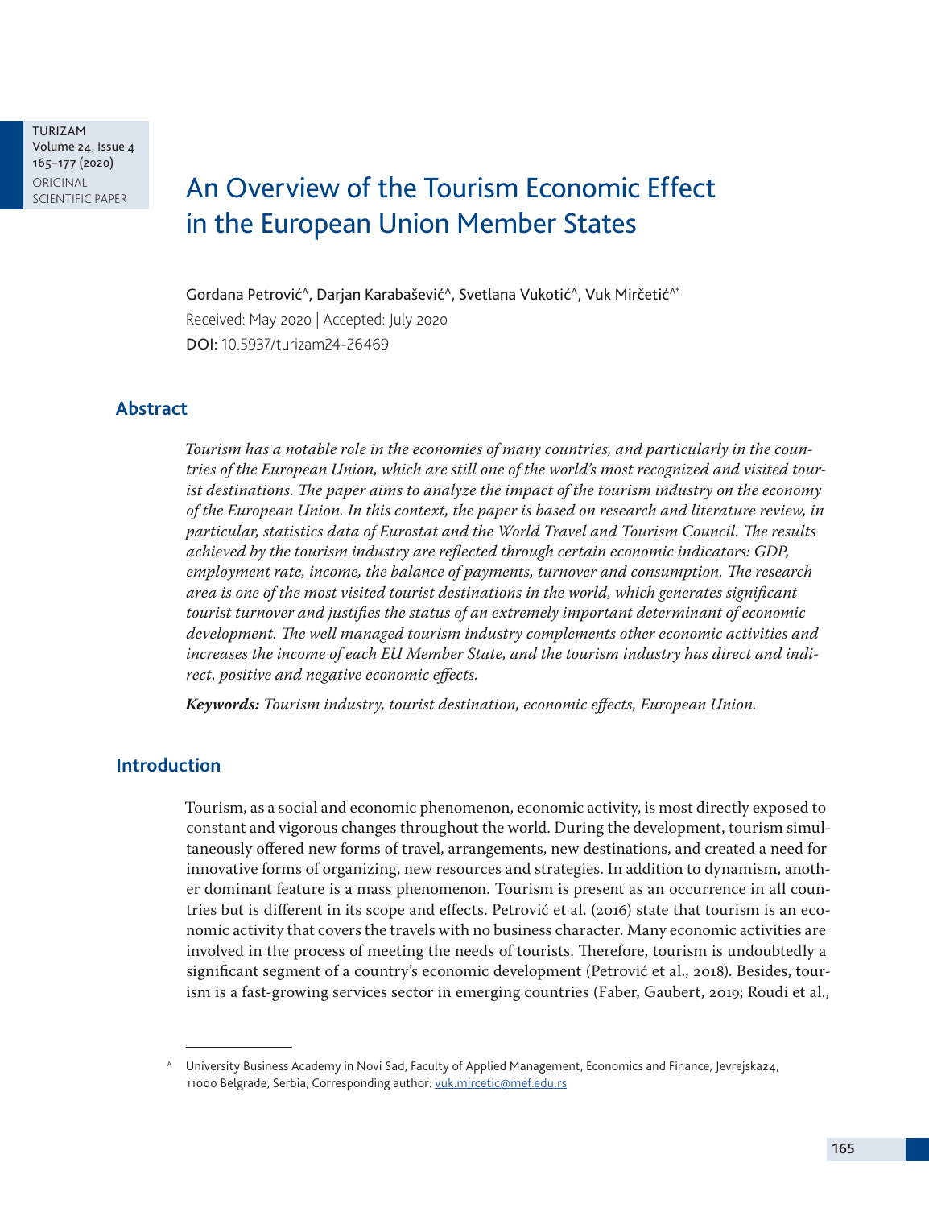# An Overview of the Tourism Economic Effect in the European Union Member States

Gordana Petrović[A], Darjan Karabašević[A], Svetlana Vukotić[A], Vuk Mirčetić[A*]

Received: May 2020 | Accepted: July 2020

DOI: 10.5937/turizam24-26469

## Abstract

*Tourism has a notable role in the economies of many countries, and particularly in the countries of the European Union, which are still one of the world's most recognized and visited tourist destinations. The paper aims to analyze the impact of the tourism industry on the economy of the European Union. In this context, the paper is based on research and literature review, in particular, statistics data of Eurostat and the World Travel and Tourism Council. The results achieved by the tourism industry are reflected through certain economic indicators: GDP, employment rate, income, the balance of payments, turnover and consumption. The research area is one of the most visited tourist destinations in the world, which generates significant tourist turnover and justifies the status of an extremely important determinant of economic development. The well managed tourism industry complements other economic activities and increases the income of each EU Member State, and the tourism industry has direct and indirect, positive and negative economic effects.*

***Keywords:*** *Tourism industry, tourist destination, economic effects, European Union.*

## Introduction

Tourism, as a social and economic phenomenon, economic activity, is most directly exposed to constant and vigorous changes throughout the world. During the development, tourism simultaneously offered new forms of travel, arrangements, new destinations, and created a need for innovative forms of organizing, new resources and strategies. In addition to dynamism, another dominant feature is a mass phenomenon. Tourism is present as an occurrence in all countries but is different in its scope and effects. Petrović et al. (2016) state that tourism is an economic activity that covers the travels with no business character. Many economic activities are involved in the process of meeting the needs of tourists. Therefore, tourism is undoubtedly a significant segment of a country's economic development (Petrović et al., 2018). Besides, tourism is a fast-growing services sector in emerging countries (Faber, Gaubert, 2019; Roudi et al.,

---

[A] University Business Academy in Novi Sad, Faculty of Applied Management, Economics and Finance, Jevrejska24, 11000 Belgrade, Serbia; Corresponding author: vuk.mircetic@mef.edu.rs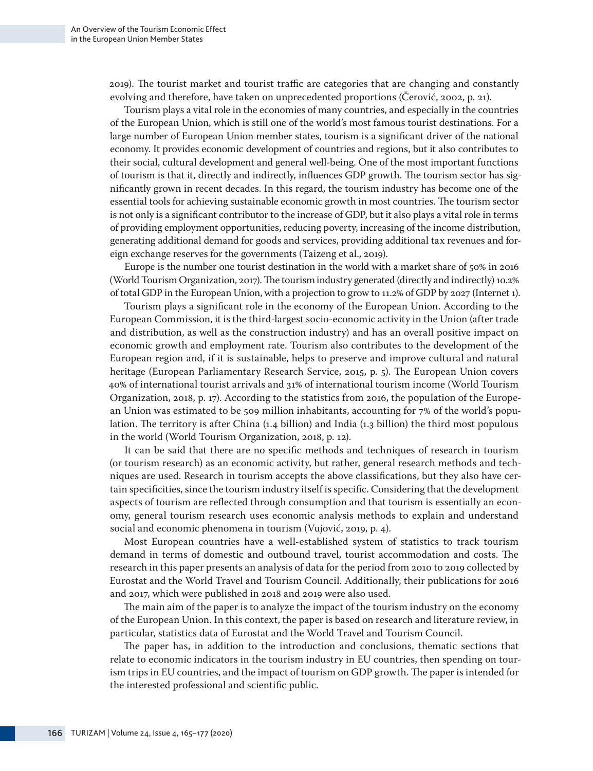2019). The tourist market and tourist traffic are categories that are changing and constantly evolving and therefore, have taken on unprecedented proportions (Čerović, 2002, p. 21).

Tourism plays a vital role in the economies of many countries, and especially in the countries of the European Union, which is still one of the world's most famous tourist destinations. For a large number of European Union member states, tourism is a significant driver of the national economy. It provides economic development of countries and regions, but it also contributes to their social, cultural development and general well-being. One of the most important functions of tourism is that it, directly and indirectly, influences GDP growth. The tourism sector has significantly grown in recent decades. In this regard, the tourism industry has become one of the essential tools for achieving sustainable economic growth in most countries. The tourism sector is not only is a significant contributor to the increase of GDP, but it also plays a vital role in terms of providing employment opportunities, reducing poverty, increasing of the income distribution, generating additional demand for goods and services, providing additional tax revenues and foreign exchange reserves for the governments (Taizeng et al., 2019).

Europe is the number one tourist destination in the world with a market share of 50% in 2016 (World Tourism Organization, 2017). The tourism industry generated (directly and indirectly) 10.2% of total GDP in the European Union, with a projection to grow to 11.2% of GDP by 2027 (Internet 1).

Tourism plays a significant role in the economy of the European Union. According to the European Commission, it is the third-largest socio-economic activity in the Union (after trade and distribution, as well as the construction industry) and has an overall positive impact on economic growth and employment rate. Tourism also contributes to the development of the European region and, if it is sustainable, helps to preserve and improve cultural and natural heritage (European Parliamentary Research Service, 2015, p. 5). The European Union covers 40% of international tourist arrivals and 31% of international tourism income (World Tourism Organization, 2018, p. 17). According to the statistics from 2016, the population of the European Union was estimated to be 509 million inhabitants, accounting for 7% of the world's population. The territory is after China (1.4 billion) and India (1.3 billion) the third most populous in the world (World Tourism Organization, 2018, p. 12).

It can be said that there are no specific methods and techniques of research in tourism (or tourism research) as an economic activity, but rather, general research methods and techniques are used. Research in tourism accepts the above classifications, but they also have certain specificities, since the tourism industry itself is specific. Considering that the development aspects of tourism are reflected through consumption and that tourism is essentially an economy, general tourism research uses economic analysis methods to explain and understand social and economic phenomena in tourism (Vujović, 2019, p. 4).

Most European countries have a well-established system of statistics to track tourism demand in terms of domestic and outbound travel, tourist accommodation and costs. The research in this paper presents an analysis of data for the period from 2010 to 2019 collected by Eurostat and the World Travel and Tourism Council. Additionally, their publications for 2016 and 2017, which were published in 2018 and 2019 were also used.

The main aim of the paper is to analyze the impact of the tourism industry on the economy of the European Union. In this context, the paper is based on research and literature review, in particular, statistics data of Eurostat and the World Travel and Tourism Council.

The paper has, in addition to the introduction and conclusions, thematic sections that relate to economic indicators in the tourism industry in EU countries, then spending on tourism trips in EU countries, and the impact of tourism on GDP growth. The paper is intended for the interested professional and scientific public.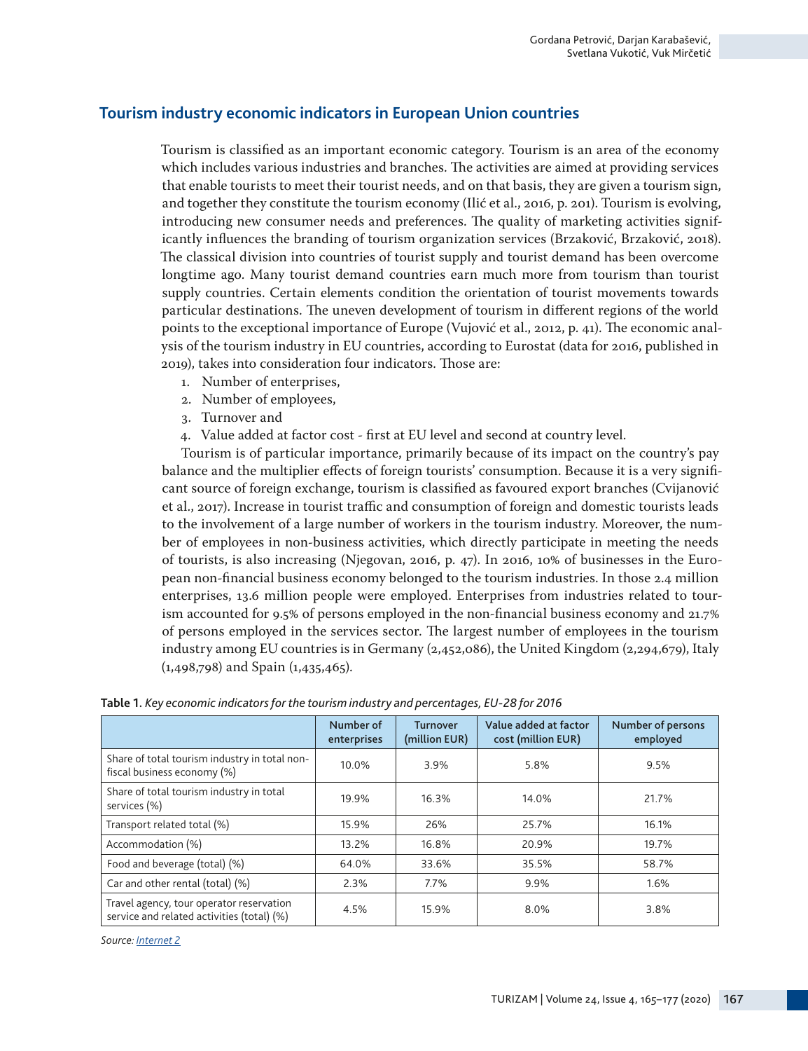## Tourism industry economic indicators in European Union countries

Tourism is classified as an important economic category. Tourism is an area of the economy which includes various industries and branches. The activities are aimed at providing services that enable tourists to meet their tourist needs, and on that basis, they are given a tourism sign, and together they constitute the tourism economy (Ilić et al., 2016, p. 201). Tourism is evolving, introducing new consumer needs and preferences. The quality of marketing activities significantly influences the branding of tourism organization services (Brzaković, Brzaković, 2018). The classical division into countries of tourist supply and tourist demand has been overcome longtime ago. Many tourist demand countries earn much more from tourism than tourist supply countries. Certain elements condition the orientation of tourist movements towards particular destinations. The uneven development of tourism in different regions of the world points to the exceptional importance of Europe (Vujović et al., 2012, p. 41). The economic analysis of the tourism industry in EU countries, according to Eurostat (data for 2016, published in 2019), takes into consideration four indicators. Those are:

1. Number of enterprises,
2. Number of employees,
3. Turnover and
4. Value added at factor cost - first at EU level and second at country level.

Tourism is of particular importance, primarily because of its impact on the country's pay balance and the multiplier effects of foreign tourists' consumption. Because it is a very significant source of foreign exchange, tourism is classified as favoured export branches (Cvijanović et al., 2017). Increase in tourist traffic and consumption of foreign and domestic tourists leads to the involvement of a large number of workers in the tourism industry. Moreover, the number of employees in non-business activities, which directly participate in meeting the needs of tourists, is also increasing (Njegovan, 2016, p. 47). In 2016, 10% of businesses in the European non-financial business economy belonged to the tourism industries. In those 2.4 million enterprises, 13.6 million people were employed. Enterprises from industries related to tourism accounted for 9.5% of persons employed in the non-financial business economy and 21.7% of persons employed in the services sector. The largest number of employees in the tourism industry among EU countries is in Germany (2,452,086), the United Kingdom (2,294,679), Italy (1,498,798) and Spain (1,435,465).

**Table 1.** *Key economic indicators for the tourism industry and percentages, EU-28 for 2016*

| | Number of enterprises | Turnover (million EUR) | Value added at factor cost (million EUR) | Number of persons employed |
|---|---|---|---|---|
| Share of total tourism industry in total non-fiscal business economy (%) | 10.0% | 3.9% | 5.8% | 9.5% |
| Share of total tourism industry in total services (%) | 19.9% | 16.3% | 14.0% | 21.7% |
| Transport related total (%) | 15.9% | 26% | 25.7% | 16.1% |
| Accommodation (%) | 13.2% | 16.8% | 20.9% | 19.7% |
| Food and beverage (total) (%) | 64.0% | 33.6% | 35.5% | 58.7% |
| Car and other rental (total) (%) | 2.3% | 7.7% | 9.9% | 1.6% |
| Travel agency, tour operator reservation service and related activities (total) (%) | 4.5% | 15.9% | 8.0% | 3.8% |

*Source: Internet 2*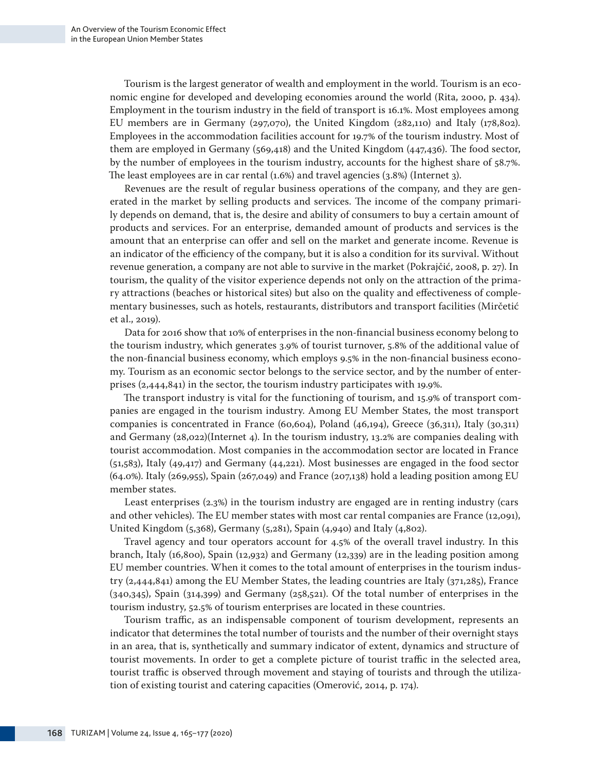Tourism is the largest generator of wealth and employment in the world. Tourism is an economic engine for developed and developing economies around the world (Rita, 2000, p. 434). Employment in the tourism industry in the field of transport is 16.1%. Most employees among EU members are in Germany (297,070), the United Kingdom (282,110) and Italy (178,802). Employees in the accommodation facilities account for 19.7% of the tourism industry. Most of them are employed in Germany (569,418) and the United Kingdom (447,436). The food sector, by the number of employees in the tourism industry, accounts for the highest share of 58.7%. The least employees are in car rental (1.6%) and travel agencies (3.8%) (Internet 3).

Revenues are the result of regular business operations of the company, and they are generated in the market by selling products and services. The income of the company primarily depends on demand, that is, the desire and ability of consumers to buy a certain amount of products and services. For an enterprise, demanded amount of products and services is the amount that an enterprise can offer and sell on the market and generate income. Revenue is an indicator of the efficiency of the company, but it is also a condition for its survival. Without revenue generation, a company are not able to survive in the market (Pokrajčić, 2008, p. 27). In tourism, the quality of the visitor experience depends not only on the attraction of the primary attractions (beaches or historical sites) but also on the quality and effectiveness of complementary businesses, such as hotels, restaurants, distributors and transport facilities (Mirčetić et al., 2019).

Data for 2016 show that 10% of enterprises in the non-financial business economy belong to the tourism industry, which generates 3.9% of tourist turnover, 5.8% of the additional value of the non-financial business economy, which employs 9.5% in the non-financial business economy. Tourism as an economic sector belongs to the service sector, and by the number of enterprises (2,444,841) in the sector, the tourism industry participates with 19.9%.

The transport industry is vital for the functioning of tourism, and 15.9% of transport companies are engaged in the tourism industry. Among EU Member States, the most transport companies is concentrated in France (60,604), Poland (46,194), Greece (36,311), Italy (30,311) and Germany (28,022)(Internet 4). In the tourism industry, 13.2% are companies dealing with tourist accommodation. Most companies in the accommodation sector are located in France (51,583), Italy (49,417) and Germany (44,221). Most businesses are engaged in the food sector (64.0%). Italy (269,955), Spain (267,049) and France (207,138) hold a leading position among EU member states.

Least enterprises (2.3%) in the tourism industry are engaged are in renting industry (cars and other vehicles). The EU member states with most car rental companies are France (12,091), United Kingdom (5,368), Germany (5,281), Spain (4,940) and Italy (4,802).

Travel agency and tour operators account for 4.5% of the overall travel industry. In this branch, Italy (16,800), Spain (12,932) and Germany (12,339) are in the leading position among EU member countries. When it comes to the total amount of enterprises in the tourism industry (2,444,841) among the EU Member States, the leading countries are Italy (371,285), France (340,345), Spain (314,399) and Germany (258,521). Of the total number of enterprises in the tourism industry, 52.5% of tourism enterprises are located in these countries.

Tourism traffic, as an indispensable component of tourism development, represents an indicator that determines the total number of tourists and the number of their overnight stays in an area, that is, synthetically and summary indicator of extent, dynamics and structure of tourist movements. In order to get a complete picture of tourist traffic in the selected area, tourist traffic is observed through movement and staying of tourists and through the utilization of existing tourist and catering capacities (Omerović, 2014, p. 174).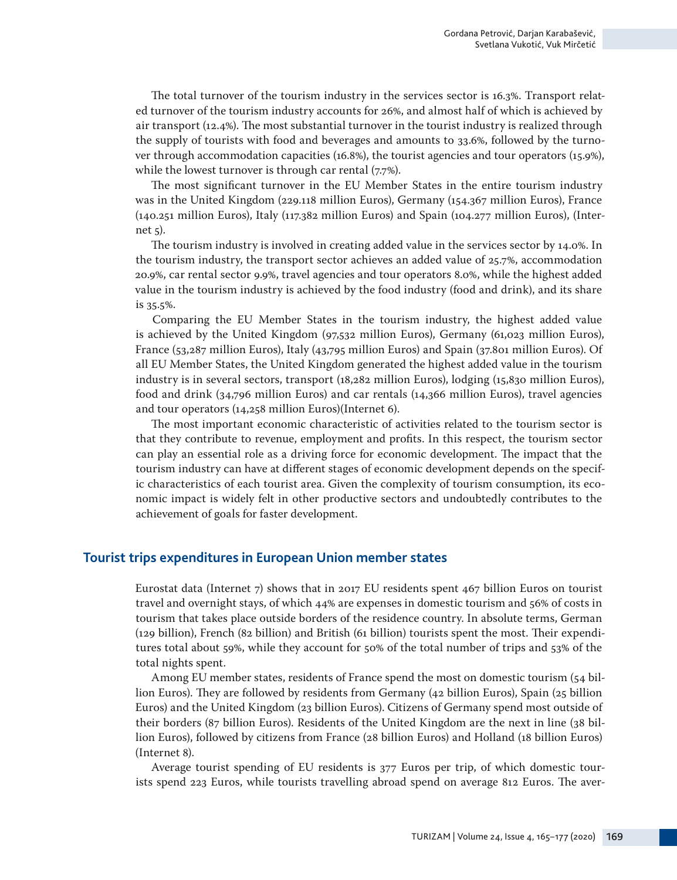The total turnover of the tourism industry in the services sector is 16.3%. Transport related turnover of the tourism industry accounts for 26%, and almost half of which is achieved by air transport (12.4%). The most substantial turnover in the tourist industry is realized through the supply of tourists with food and beverages and amounts to 33.6%, followed by the turnover through accommodation capacities (16.8%), the tourist agencies and tour operators (15.9%), while the lowest turnover is through car rental (7.7%).

The most significant turnover in the EU Member States in the entire tourism industry was in the United Kingdom (229.118 million Euros), Germany (154.367 million Euros), France (140.251 million Euros), Italy (117.382 million Euros) and Spain (104.277 million Euros), (Internet 5).

The tourism industry is involved in creating added value in the services sector by 14.0%. In the tourism industry, the transport sector achieves an added value of 25.7%, accommodation 20.9%, car rental sector 9.9%, travel agencies and tour operators 8.0%, while the highest added value in the tourism industry is achieved by the food industry (food and drink), and its share is 35.5%.

Comparing the EU Member States in the tourism industry, the highest added value is achieved by the United Kingdom (97,532 million Euros), Germany (61,023 million Euros), France (53,287 million Euros), Italy (43,795 million Euros) and Spain (37.801 million Euros). Of all EU Member States, the United Kingdom generated the highest added value in the tourism industry is in several sectors, transport (18,282 million Euros), lodging (15,830 million Euros), food and drink (34,796 million Euros) and car rentals (14,366 million Euros), travel agencies and tour operators (14,258 million Euros)(Internet 6).

The most important economic characteristic of activities related to the tourism sector is that they contribute to revenue, employment and profits. In this respect, the tourism sector can play an essential role as a driving force for economic development. The impact that the tourism industry can have at different stages of economic development depends on the specific characteristics of each tourist area. Given the complexity of tourism consumption, its economic impact is widely felt in other productive sectors and undoubtedly contributes to the achievement of goals for faster development.

## Tourist trips expenditures in European Union member states

Eurostat data (Internet 7) shows that in 2017 EU residents spent 467 billion Euros on tourist travel and overnight stays, of which 44% are expenses in domestic tourism and 56% of costs in tourism that takes place outside borders of the residence country. In absolute terms, German (129 billion), French (82 billion) and British (61 billion) tourists spent the most. Their expenditures total about 59%, while they account for 50% of the total number of trips and 53% of the total nights spent.

Among EU member states, residents of France spend the most on domestic tourism (54 billion Euros). They are followed by residents from Germany (42 billion Euros), Spain (25 billion Euros) and the United Kingdom (23 billion Euros). Citizens of Germany spend most outside of their borders (87 billion Euros). Residents of the United Kingdom are the next in line (38 billion Euros), followed by citizens from France (28 billion Euros) and Holland (18 billion Euros) (Internet 8).

Average tourist spending of EU residents is 377 Euros per trip, of which domestic tourists spend 223 Euros, while tourists travelling abroad spend on average 812 Euros. The aver-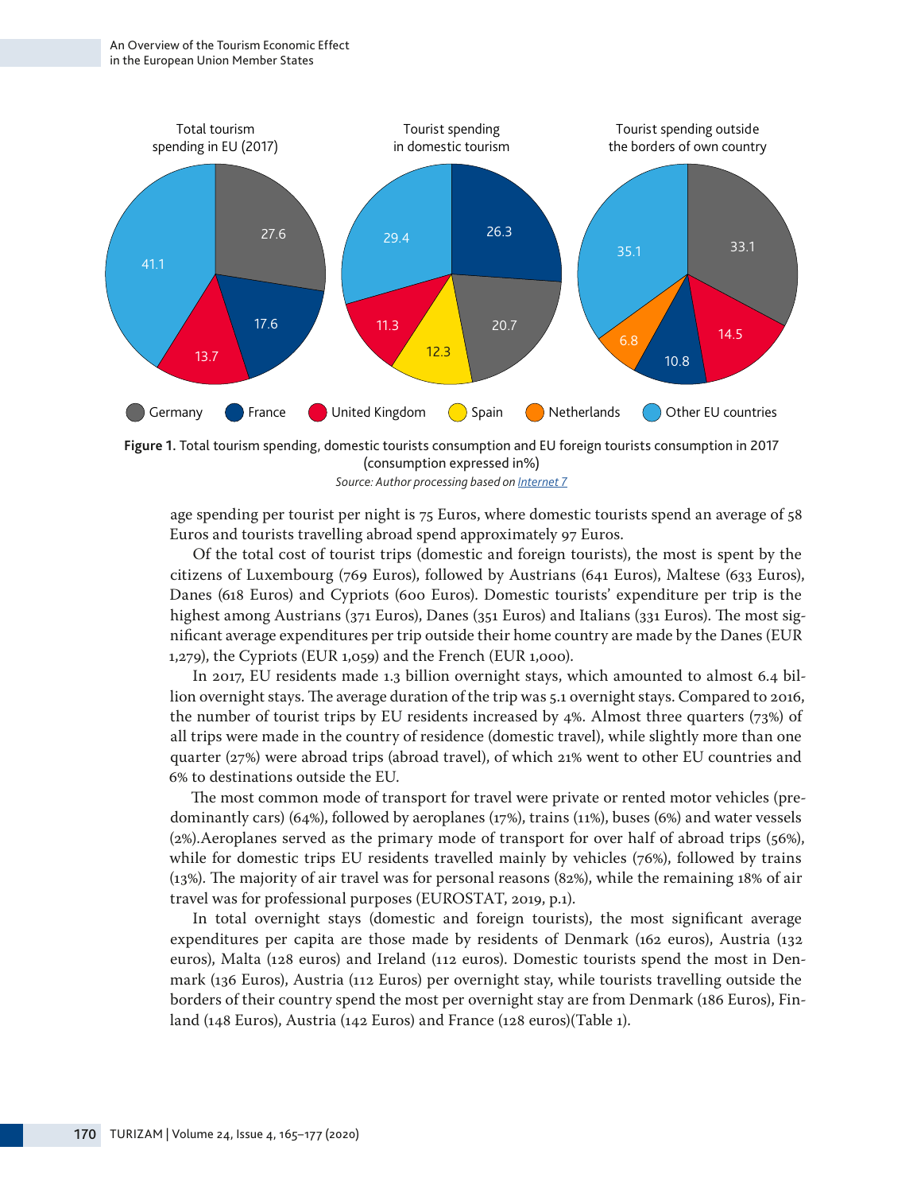Figure 1. Total tourism spending, domestic tourists consumption and EU foreign tourists consumption in 2017 (consumption expressed in%)

*Source: Author processing based on Internet 7*

age spending per tourist per night is 75 Euros, where domestic tourists spend an average of 58 Euros and tourists travelling abroad spend approximately 97 Euros.

Of the total cost of tourist trips (domestic and foreign tourists), the most is spent by the citizens of Luxembourg (769 Euros), followed by Austrians (641 Euros), Maltese (633 Euros), Danes (618 Euros) and Cypriots (600 Euros). Domestic tourists' expenditure per trip is the highest among Austrians (371 Euros), Danes (351 Euros) and Italians (331 Euros). The most significant average expenditures per trip outside their home country are made by the Danes (EUR 1,279), the Cypriots (EUR 1,059) and the French (EUR 1,000).

In 2017, EU residents made 1.3 billion overnight stays, which amounted to almost 6.4 billion overnight stays. The average duration of the trip was 5.1 overnight stays. Compared to 2016, the number of tourist trips by EU residents increased by 4%. Almost three quarters (73%) of all trips were made in the country of residence (domestic travel), while slightly more than one quarter (27%) were abroad trips (abroad travel), of which 21% went to other EU countries and 6% to destinations outside the EU.

The most common mode of transport for travel were private or rented motor vehicles (predominantly cars) (64%), followed by aeroplanes (17%), trains (11%), buses (6%) and water vessels (2%).Aeroplanes served as the primary mode of transport for over half of abroad trips (56%), while for domestic trips EU residents travelled mainly by vehicles (76%), followed by trains (13%). The majority of air travel was for personal reasons (82%), while the remaining 18% of air travel was for professional purposes (EUROSTAT, 2019, p.1).

In total overnight stays (domestic and foreign tourists), the most significant average expenditures per capita are those made by residents of Denmark (162 euros), Austria (132 euros), Malta (128 euros) and Ireland (112 euros). Domestic tourists spend the most in Denmark (136 Euros), Austria (112 Euros) per overnight stay, while tourists travelling outside the borders of their country spend the most per overnight stay are from Denmark (186 Euros), Finland (148 Euros), Austria (142 Euros) and France (128 euros)(Table 1).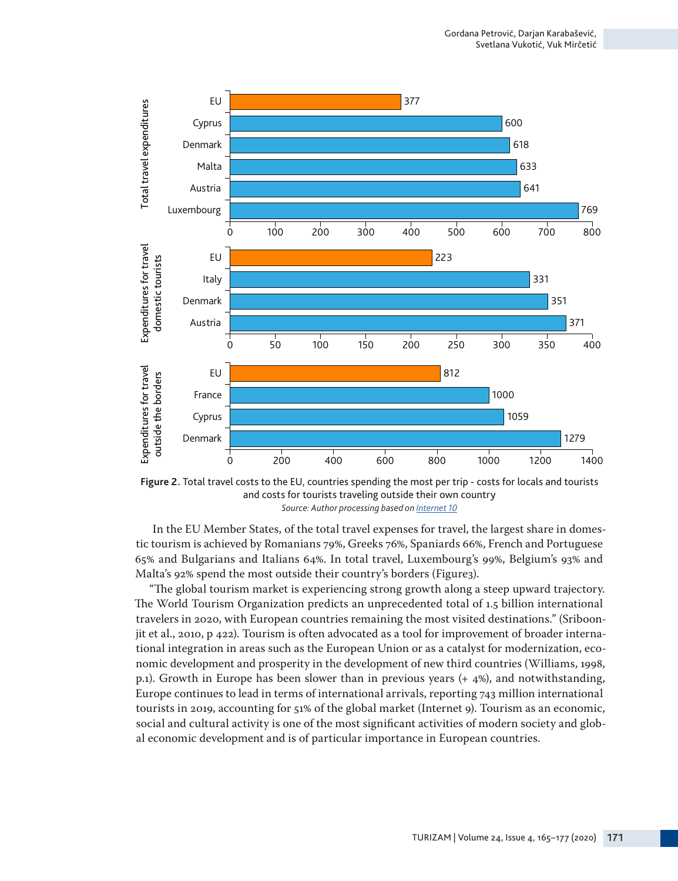| Total travel expenditures | |
|---|---|
| EU | 377 |
| Cyprus | 600 |
| Denmark | 618 |
| Malta | 633 |
| Austria | 641 |
| Luxembourg | 769 |

| Expenditures for travel domestic tourists | |
|---|---|
| EU | 223 |
| Italy | 331 |
| Denmark | 351 |
| Austria | 371 |

| Expenditures for travel outside the borders | |
|---|---|
| EU | 812 |
| France | 1000 |
| Cyprus | 1059 |
| Denmark | 1279 |

**Figure 2.** Total travel costs to the EU, countries spending the most per trip - costs for locals and tourists and costs for tourists traveling outside their own country

*Source: Author processing based on Internet 10*

In the EU Member States, of the total travel expenses for travel, the largest share in domestic tourism is achieved by Romanians 79%, Greeks 76%, Spaniards 66%, French and Portuguese 65% and Bulgarians and Italians 64%. In total travel, Luxembourg's 99%, Belgium's 93% and Malta's 92% spend the most outside their country's borders (Figure3).

"The global tourism market is experiencing strong growth along a steep upward trajectory. The World Tourism Organization predicts an unprecedented total of 1.5 billion international travelers in 2020, with European countries remaining the most visited destinations." (Sriboonjit et al., 2010, p 422). Tourism is often advocated as a tool for improvement of broader international integration in areas such as the European Union or as a catalyst for modernization, economic development and prosperity in the development of new third countries (Williams, 1998, p.1). Growth in Europe has been slower than in previous years (+ 4%), and notwithstanding, Europe continues to lead in terms of international arrivals, reporting 743 million international tourists in 2019, accounting for 51% of the global market (Internet 9). Tourism as an economic, social and cultural activity is one of the most significant activities of modern society and global economic development and is of particular importance in European countries.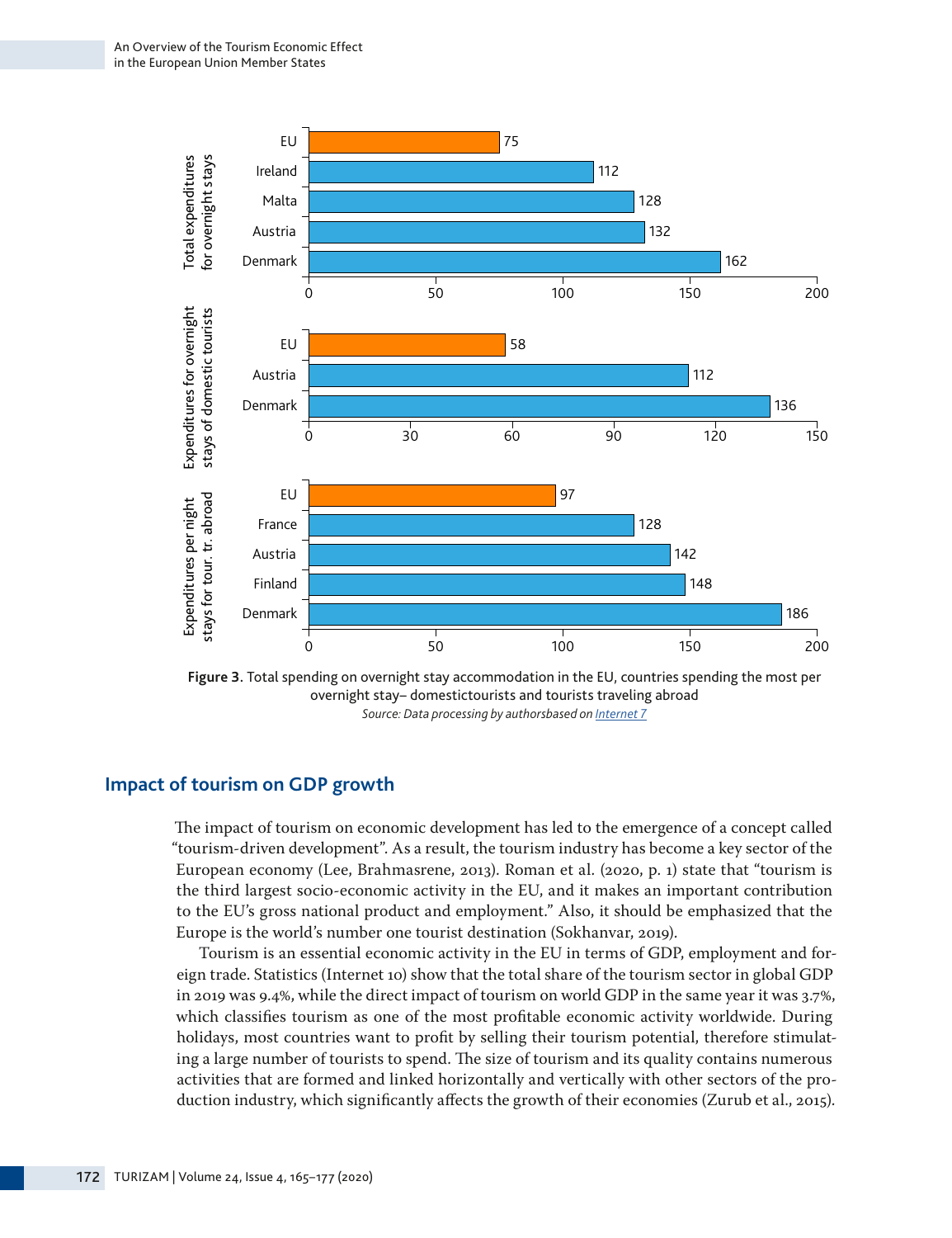| Total expenditures for overnight stays | |
|---|---|
| EU | 75 |
| Ireland | 112 |
| Malta | 128 |
| Austria | 132 |
| Denmark | 162 |

| Expenditures for overnight stays of domestic tourists | |
|---|---|
| EU | 58 |
| Austria | 112 |
| Denmark | 136 |

| Expenditures per night stays for tour. tr. abroad | |
|---|---|
| EU | 97 |
| France | 128 |
| Austria | 142 |
| Finland | 148 |
| Denmark | 186 |

**Figure 3.** Total spending on overnight stay accommodation in the EU, countries spending the most per overnight stay– domestictourists and tourists traveling abroad

*Source: Data processing by authorsbased on Internet 7*

## Impact of tourism on GDP growth

The impact of tourism on economic development has led to the emergence of a concept called "tourism-driven development". As a result, the tourism industry has become a key sector of the European economy (Lee, Brahmasrene, 2013). Roman et al. (2020, p. 1) state that "tourism is the third largest socio-economic activity in the EU, and it makes an important contribution to the EU's gross national product and employment." Also, it should be emphasized that the Europe is the world's number one tourist destination (Sokhanvar, 2019).

Tourism is an essential economic activity in the EU in terms of GDP, employment and foreign trade. Statistics (Internet 10) show that the total share of the tourism sector in global GDP in 2019 was 9.4%, while the direct impact of tourism on world GDP in the same year it was 3.7%, which classifies tourism as one of the most profitable economic activity worldwide. During holidays, most countries want to profit by selling their tourism potential, therefore stimulating a large number of tourists to spend. The size of tourism and its quality contains numerous activities that are formed and linked horizontally and vertically with other sectors of the production industry, which significantly affects the growth of their economies (Zurub et al., 2015).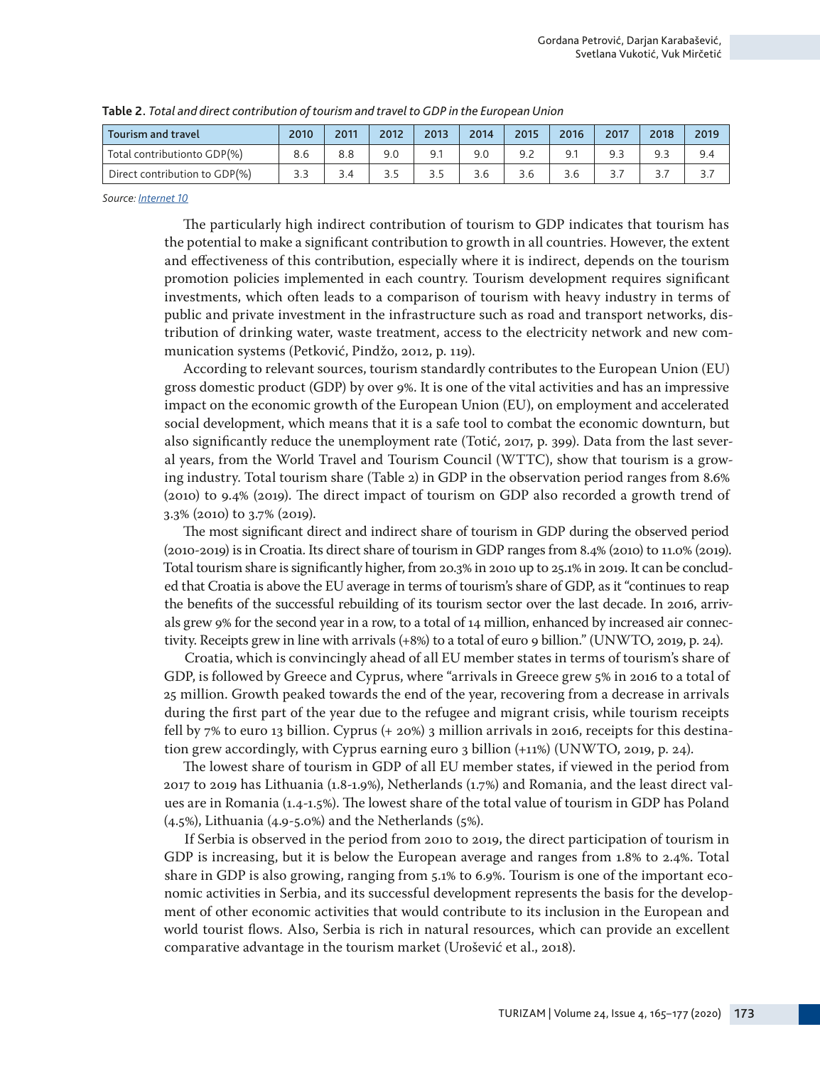**Table 2**. *Total and direct contribution of tourism and travel to GDP in the European Union*

| Tourism and travel | 2010 | 2011 | 2012 | 2013 | 2014 | 2015 | 2016 | 2017 | 2018 | 2019 |
|---|---|---|---|---|---|---|---|---|---|---|
| Total contributionto GDP(%) | 8.6 | 8.8 | 9.0 | 9.1 | 9.0 | 9.2 | 9.1 | 9.3 | 9.3 | 9.4 |
| Direct contribution to GDP(%) | 3.3 | 3.4 | 3.5 | 3.5 | 3.6 | 3.6 | 3.6 | 3.7 | 3.7 | 3.7 |

*Source: Internet 10*

The particularly high indirect contribution of tourism to GDP indicates that tourism has the potential to make a significant contribution to growth in all countries. However, the extent and effectiveness of this contribution, especially where it is indirect, depends on the tourism promotion policies implemented in each country. Tourism development requires significant investments, which often leads to a comparison of tourism with heavy industry in terms of public and private investment in the infrastructure such as road and transport networks, distribution of drinking water, waste treatment, access to the electricity network and new communication systems (Petković, Pindžo, 2012, p. 119).

According to relevant sources, tourism standardly contributes to the European Union (EU) gross domestic product (GDP) by over 9%. It is one of the vital activities and has an impressive impact on the economic growth of the European Union (EU), on employment and accelerated social development, which means that it is a safe tool to combat the economic downturn, but also significantly reduce the unemployment rate (Totić, 2017, p. 399). Data from the last several years, from the World Travel and Tourism Council (WTTC), show that tourism is a growing industry. Total tourism share (Table 2) in GDP in the observation period ranges from 8.6% (2010) to 9.4% (2019). The direct impact of tourism on GDP also recorded a growth trend of 3.3% (2010) to 3.7% (2019).

The most significant direct and indirect share of tourism in GDP during the observed period (2010-2019) is in Croatia. Its direct share of tourism in GDP ranges from 8.4% (2010) to 11.0% (2019). Total tourism share is significantly higher, from 20.3% in 2010 up to 25.1% in 2019. It can be concluded that Croatia is above the EU average in terms of tourism's share of GDP, as it "continues to reap the benefits of the successful rebuilding of its tourism sector over the last decade. In 2016, arrivals grew 9% for the second year in a row, to a total of 14 million, enhanced by increased air connectivity. Receipts grew in line with arrivals (+8%) to a total of euro 9 billion." (UNWTO, 2019, p. 24).

Croatia, which is convincingly ahead of all EU member states in terms of tourism's share of GDP, is followed by Greece and Cyprus, where "arrivals in Greece grew 5% in 2016 to a total of 25 million. Growth peaked towards the end of the year, recovering from a decrease in arrivals during the first part of the year due to the refugee and migrant crisis, while tourism receipts fell by 7% to euro 13 billion. Cyprus (+ 20%) 3 million arrivals in 2016, receipts for this destination grew accordingly, with Cyprus earning euro 3 billion (+11%) (UNWTO, 2019, p. 24).

The lowest share of tourism in GDP of all EU member states, if viewed in the period from 2017 to 2019 has Lithuania (1.8-1.9%), Netherlands (1.7%) and Romania, and the least direct values are in Romania (1.4-1.5%). The lowest share of the total value of tourism in GDP has Poland (4.5%), Lithuania (4.9-5.0%) and the Netherlands (5%).

If Serbia is observed in the period from 2010 to 2019, the direct participation of tourism in GDP is increasing, but it is below the European average and ranges from 1.8% to 2.4%. Total share in GDP is also growing, ranging from 5.1% to 6.9%. Tourism is one of the important economic activities in Serbia, and its successful development represents the basis for the development of other economic activities that would contribute to its inclusion in the European and world tourist flows. Also, Serbia is rich in natural resources, which can provide an excellent comparative advantage in the tourism market (Urošević et al., 2018).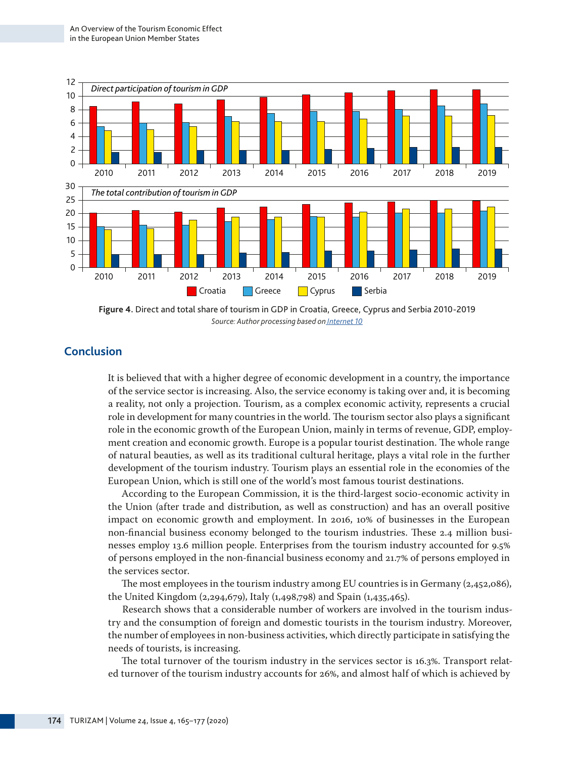**Figure 4**. Direct and total share of tourism in GDP in Croatia, Greece, Cyprus and Serbia 2010-2019
*Source: Author processing based on Internet 10*

## Conclusion

It is believed that with a higher degree of economic development in a country, the importance of the service sector is increasing. Also, the service economy is taking over and, it is becoming a reality, not only a projection. Tourism, as a complex economic activity, represents a crucial role in development for many countries in the world. The tourism sector also plays a significant role in the economic growth of the European Union, mainly in terms of revenue, GDP, employment creation and economic growth. Europe is a popular tourist destination. The whole range of natural beauties, as well as its traditional cultural heritage, plays a vital role in the further development of the tourism industry. Tourism plays an essential role in the economies of the European Union, which is still one of the world's most famous tourist destinations.

According to the European Commission, it is the third-largest socio-economic activity in the Union (after trade and distribution, as well as construction) and has an overall positive impact on economic growth and employment. In 2016, 10% of businesses in the European non-financial business economy belonged to the tourism industries. These 2.4 million businesses employ 13.6 million people. Enterprises from the tourism industry accounted for 9.5% of persons employed in the non-financial business economy and 21.7% of persons employed in the services sector.

The most employees in the tourism industry among EU countries is in Germany (2,452,086), the United Kingdom (2,294,679), Italy (1,498,798) and Spain (1,435,465).

Research shows that a considerable number of workers are involved in the tourism industry and the consumption of foreign and domestic tourists in the tourism industry. Moreover, the number of employees in non-business activities, which directly participate in satisfying the needs of tourists, is increasing.

The total turnover of the tourism industry in the services sector is 16.3%. Transport related turnover of the tourism industry accounts for 26%, and almost half of which is achieved by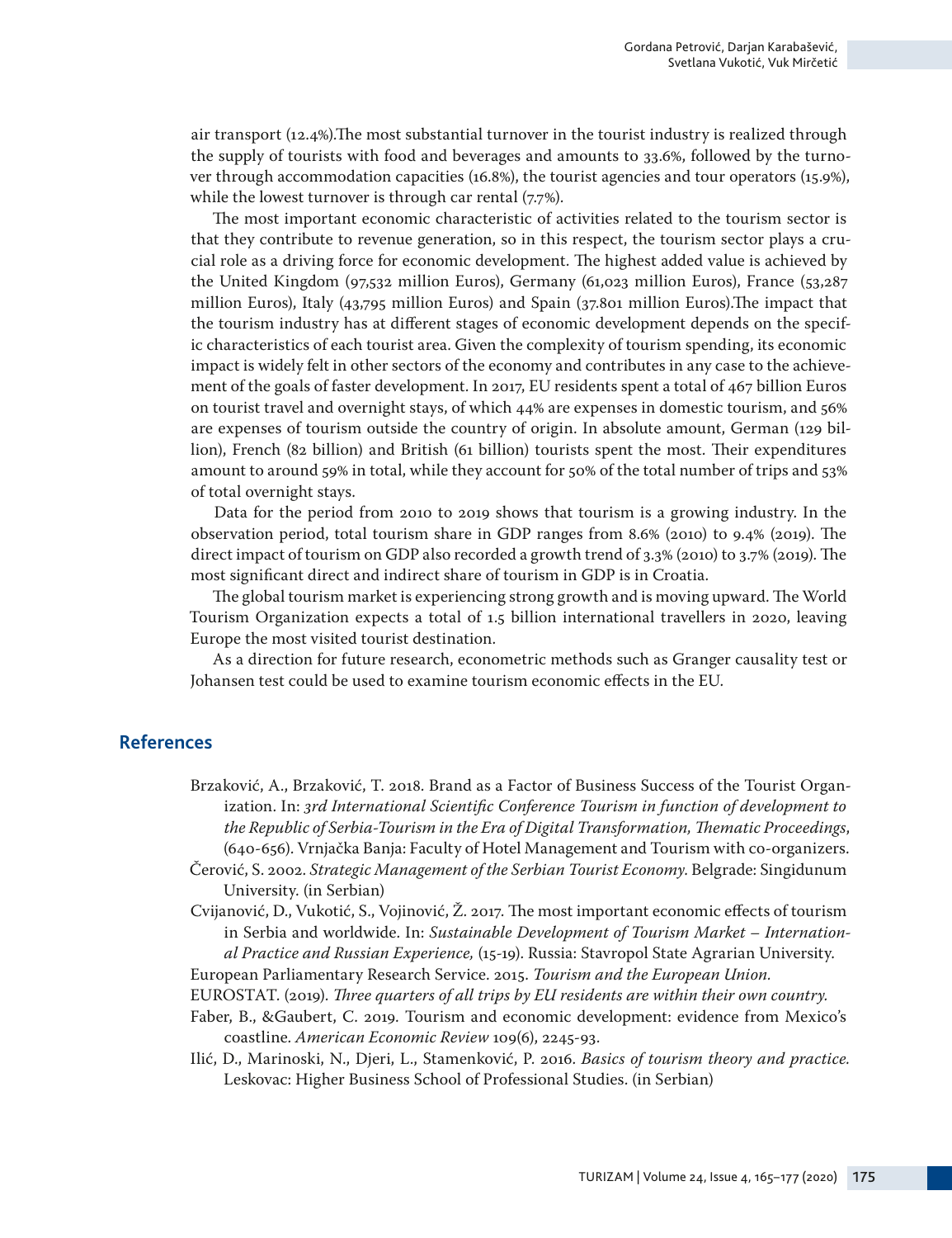air transport (12.4%).The most substantial turnover in the tourist industry is realized through the supply of tourists with food and beverages and amounts to 33.6%, followed by the turnover through accommodation capacities (16.8%), the tourist agencies and tour operators (15.9%), while the lowest turnover is through car rental (7.7%).

The most important economic characteristic of activities related to the tourism sector is that they contribute to revenue generation, so in this respect, the tourism sector plays a crucial role as a driving force for economic development. The highest added value is achieved by the United Kingdom (97,532 million Euros), Germany (61,023 million Euros), France (53,287 million Euros), Italy (43,795 million Euros) and Spain (37.801 million Euros).The impact that the tourism industry has at different stages of economic development depends on the specific characteristics of each tourist area. Given the complexity of tourism spending, its economic impact is widely felt in other sectors of the economy and contributes in any case to the achievement of the goals of faster development. In 2017, EU residents spent a total of 467 billion Euros on tourist travel and overnight stays, of which 44% are expenses in domestic tourism, and 56% are expenses of tourism outside the country of origin. In absolute amount, German (129 billion), French (82 billion) and British (61 billion) tourists spent the most. Their expenditures amount to around 59% in total, while they account for 50% of the total number of trips and 53% of total overnight stays.

Data for the period from 2010 to 2019 shows that tourism is a growing industry. In the observation period, total tourism share in GDP ranges from 8.6% (2010) to 9.4% (2019). The direct impact of tourism on GDP also recorded a growth trend of 3.3% (2010) to 3.7% (2019). The most significant direct and indirect share of tourism in GDP is in Croatia.

The global tourism market is experiencing strong growth and is moving upward. The World Tourism Organization expects a total of 1.5 billion international travellers in 2020, leaving Europe the most visited tourist destination.

As a direction for future research, econometric methods such as Granger causality test or Johansen test could be used to examine tourism economic effects in the EU.

## References

Brzaković, A., Brzaković, T. 2018. Brand as a Factor of Business Success of the Tourist Organization. In: *3rd International Scientific Conference Tourism in function of development to the Republic of Serbia-Tourism in the Era of Digital Transformation, Thematic Proceedings*, (640-656). Vrnjačka Banja: Faculty of Hotel Management and Tourism with co-organizers.

Čerović, S. 2002. *Strategic Management of the Serbian Tourist Economy*. Belgrade: Singidunum University. (in Serbian)

Cvijanović, D., Vukotić, S., Vojinović, Ž. 2017. The most important economic effects of tourism in Serbia and worldwide. In: *Sustainable Development of Tourism Market – International Practice and Russian Experience,* (15-19). Russia: Stavropol State Agrarian University.

European Parliamentary Research Service. 2015. *Tourism and the European Union.*

EUROSTAT. (2019). *Three quarters of all trips by EU residents are within their own country.*

Faber, B., &Gaubert, C. 2019. Tourism and economic development: evidence from Mexico's coastline. *American Economic Review* 109(6), 2245-93.

Ilić, D., Marinoski, N., Djeri, L., Stamenković, P. 2016. *Basics of tourism theory and practice.* Leskovac: Higher Business School of Professional Studies. (in Serbian)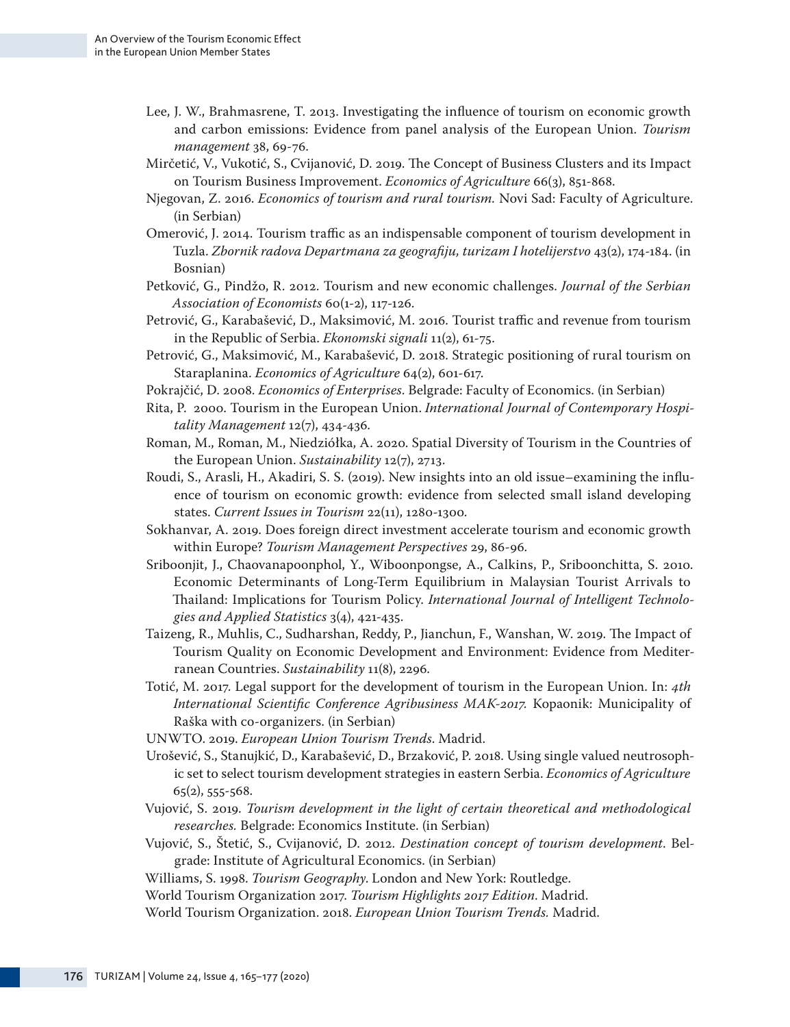Lee, J. W., Brahmasrene, T. 2013. Investigating the influence of tourism on economic growth and carbon emissions: Evidence from panel analysis of the European Union. *Tourism management* 38, 69-76.

Mirčetić, V., Vukotić, S., Cvijanović, D. 2019. The Concept of Business Clusters and its Impact on Tourism Business Improvement. *Economics of Agriculture* 66(3), 851-868.

Njegovan, Z. 2016. *Economics of tourism and rural tourism.* Novi Sad: Faculty of Agriculture. (in Serbian)

Omerović, J. 2014. Tourism traffic as an indispensable component of tourism development in Tuzla. *Zbornik radova Departmana za geografiju, turizam I hotelijerstvo* 43(2), 174-184. (in Bosnian)

Petković, G., Pindžo, R. 2012. Tourism and new economic challenges. *Journal of the Serbian Association of Economists* 60(1-2), 117-126.

Petrović, G., Karabašević, D., Maksimović, M. 2016. Tourist traffic and revenue from tourism in the Republic of Serbia. *Ekonomski signali* 11(2), 61-75.

Petrović, G., Maksimović, M., Karabašević, D. 2018. Strategic positioning of rural tourism on Staraplanina. *Economics of Agriculture* 64(2), 601-617.

Pokrajčić, D. 2008. *Economics of Enterprises.* Belgrade: Faculty of Economics. (in Serbian)

Rita, P. 2000. Tourism in the European Union. *International Journal of Contemporary Hospitality Management* 12(7), 434-436.

Roman, M., Roman, M., Niedziółka, A. 2020. Spatial Diversity of Tourism in the Countries of the European Union. *Sustainability* 12(7), 2713.

Roudi, S., Arasli, H., Akadiri, S. S. (2019). New insights into an old issue–examining the influence of tourism on economic growth: evidence from selected small island developing states. *Current Issues in Tourism* 22(11), 1280-1300.

Sokhanvar, A. 2019. Does foreign direct investment accelerate tourism and economic growth within Europe? *Tourism Management Perspectives* 29, 86-96.

Sriboonjit, J., Chaovanapoonphol, Y., Wiboonpongse, A., Calkins, P., Sriboonchitta, S. 2010. Economic Determinants of Long-Term Equilibrium in Malaysian Tourist Arrivals to Thailand: Implications for Tourism Policy. *International Journal of Intelligent Technologies and Applied Statistics* 3(4), 421-435.

Taizeng, R., Muhlis, C., Sudharshan, Reddy, P., Jianchun, F., Wanshan, W. 2019. The Impact of Tourism Quality on Economic Development and Environment: Evidence from Mediterranean Countries. *Sustainability* 11(8), 2296.

Totić, M. 2017. Legal support for the development of tourism in the European Union. In: *4th International Scientific Conference Agribusiness MAK-2017.* Kopaonik: Municipality of Raška with co-organizers. (in Serbian)

UNWTO. 2019. *European Union Tourism Trends*. Madrid.

Urošević, S., Stanujkić, D., Karabašević, D., Brzaković, P. 2018. Using single valued neutrosophic set to select tourism development strategies in eastern Serbia. *Economics of Agriculture* 65(2), 555-568.

Vujović, S. 2019. *Tourism development in the light of certain theoretical and methodological researches.* Belgrade: Economics Institute. (in Serbian)

Vujović, S., Štetić, S., Cvijanović, D. 2012. *Destination concept of tourism development*. Belgrade: Institute of Agricultural Economics. (in Serbian)

Williams, S. 1998. *Tourism Geography*. London and New York: Routledge.

World Tourism Organization 2017. *Tourism Highlights 2017 Edition*. Madrid.

World Tourism Organization. 2018. *European Union Tourism Trends.* Madrid.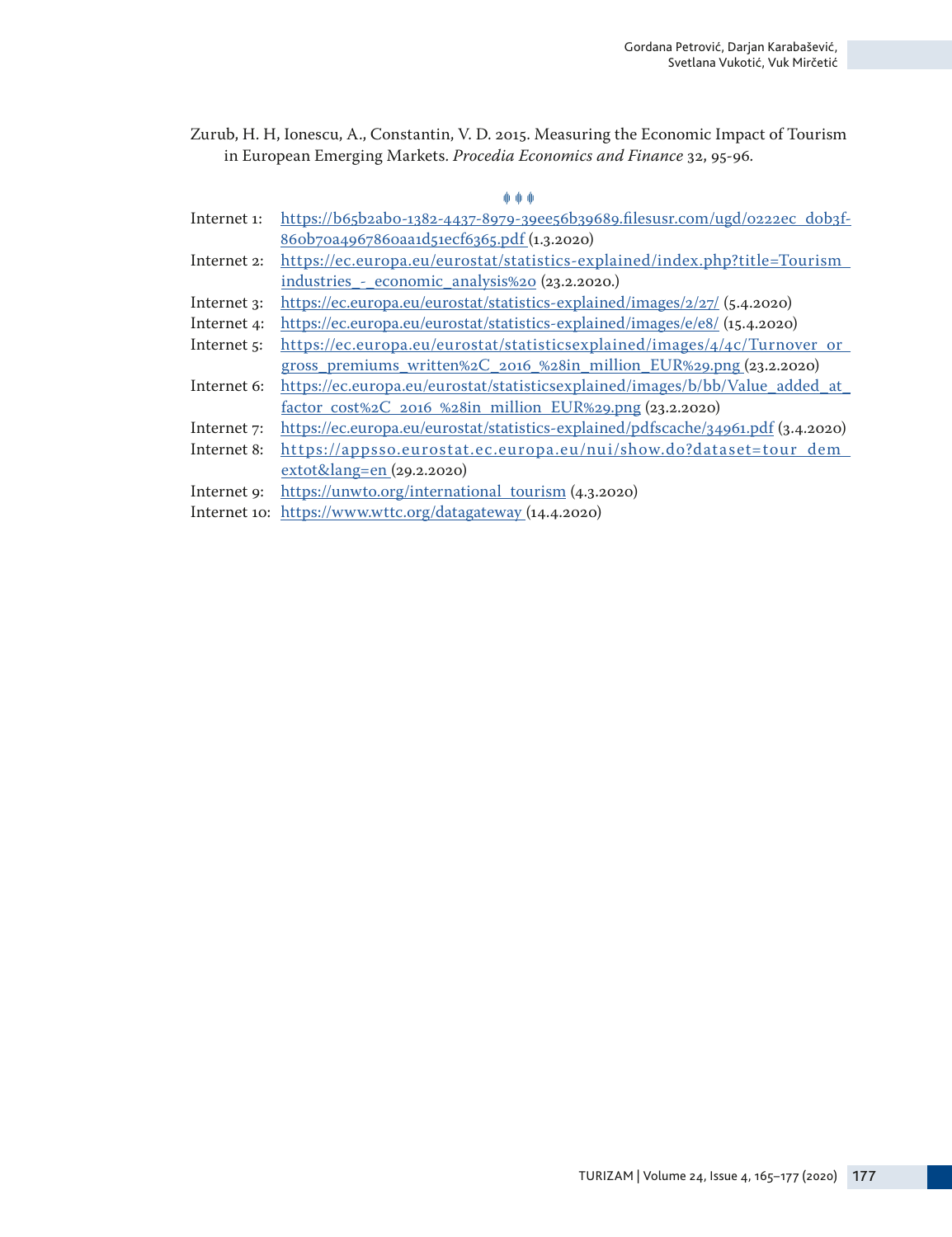Zurub, H. H, Ionescu, A., Constantin, V. D. 2015. Measuring the Economic Impact of Tourism in European Emerging Markets. *Procedia Economics and Finance* 32, 95-96.

Internet 1: https://b65b2ab0-1382-4437-8979-39ee56b39689.filesusr.com/ugd/0222ec_d0b3f-860b70a4967860aa1d51ecf6365.pdf (1.3.2020)

Internet 2: https://ec.europa.eu/eurostat/statistics-explained/index.php?title=Tourism_industries_-_economic_analysis%20 (23.2.2020.)

Internet 3: https://ec.europa.eu/eurostat/statistics-explained/images/2/27/ (5.4.2020)

Internet 4: https://ec.europa.eu/eurostat/statistics-explained/images/e/e8/ (15.4.2020)

Internet 5: https://ec.europa.eu/eurostat/statisticsexplained/images/4/4c/Turnover_or_gross_premiums_written%2C_2016_%28in_million_EUR%29.png (23.2.2020)

Internet 6: https://ec.europa.eu/eurostat/statisticsexplained/images/b/bb/Value_added_at_factor_cost%2C_2016_%28in_million_EUR%29.png (23.2.2020)

Internet 7: https://ec.europa.eu/eurostat/statistics-explained/pdfscache/34961.pdf (3.4.2020)

Internet 8: https://appsso.eurostat.ec.europa.eu/nui/show.do?dataset=tour_dem_extot&lang=en (29.2.2020)

Internet 9: https://unwto.org/international_tourism (4.3.2020)

Internet 10: https://www.wttc.org/datagateway (14.4.2020)